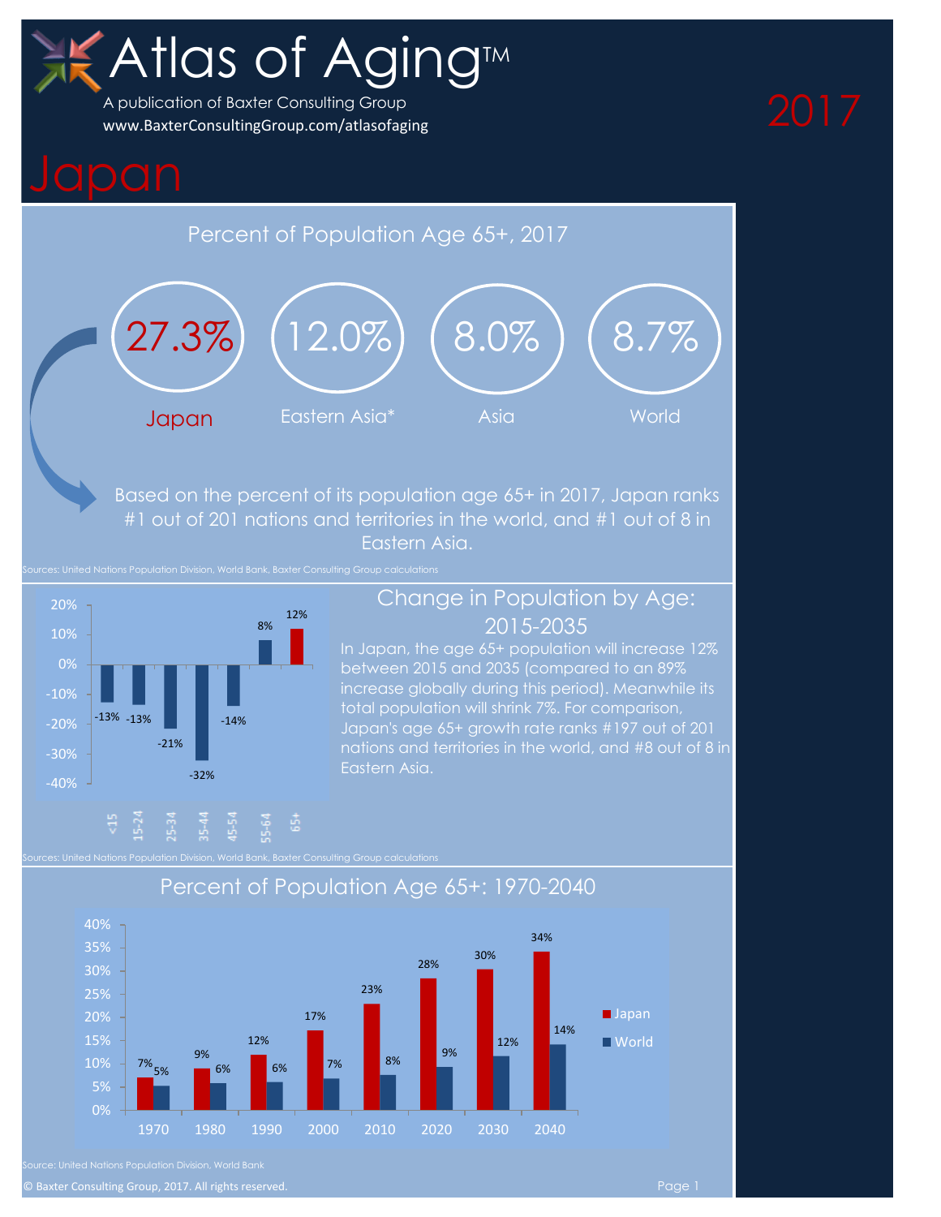# Atlas of Aging™

A publication of Baxter Consulting Group
www.BaxterConsultingGroup.com/atlasofaging

2017

# Japan

## Percent of Population Age 65+, 2017

| Japan | Eastern Asia* | Asia | World |
|---|---|---|---|
| 27.3% | 12.0% | 8.0% | 8.7% |

Based on the percent of its population age 65+ in 2017, Japan ranks #1 out of 201 nations and territories in the world, and #1 out of 8 in Eastern Asia.

Sources: United Nations Population Division, World Bank, Baxter Consulting Group calculations

## Change in Population by Age: 2015-2035

| Age | <15 | 15-24 | 25-34 | 35-44 | 45-54 | 55-64 | 65+ |
|---|---|---|---|---|---|---|---|
| Change | -13% | -13% | -21% | -32% | -14% | 8% | 12% |

In Japan, the age 65+ population will increase 12% between 2015 and 2035 (compared to an 89% increase globally during this period). Meanwhile its total population will shrink 7%. For comparison, Japan's age 65+ growth rate ranks #197 out of 201 nations and territories in the world, and #8 out of 8 in Eastern Asia.

Sources: United Nations Population Division, World Bank, Baxter Consulting Group calculations

## Percent of Population Age 65+: 1970-2040

| Year | 1970 | 1980 | 1990 | 2000 | 2010 | 2020 | 2030 | 2040 |
|---|---|---|---|---|---|---|---|---|
| Japan | 7% | 9% | 12% | 17% | 23% | 28% | 30% | 34% |
| World | 5% | 6% | 6% | 7% | 8% | 9% | 12% | 14% |

Source: United Nations Population Division, World Bank

© Baxter Consulting Group, 2017. All rights reserved.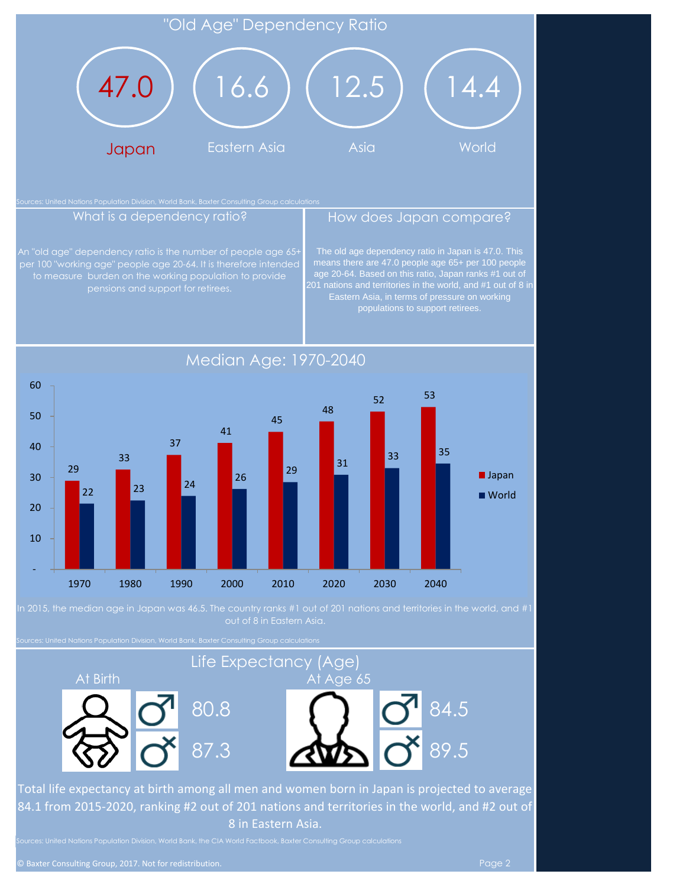## "Old Age" Dependency Ratio

| Japan | Eastern Asia | Asia | World |
|---|---|---|---|
| 47.0 | 16.6 | 12.5 | 14.4 |

Sources: United Nations Population Division, World Bank, Baxter Consulting Group calculations

### What is a dependency ratio?

An "old age" dependency ratio is the number of people age 65+ per 100 "working age" people age 20-64. It is therefore intended to measure burden on the working population to provide pensions and support for retirees.

### How does Japan compare?

The old age dependency ratio in Japan is 47.0. This means there are 47.0 people age 65+ per 100 people age 20-64. Based on this ratio, Japan ranks #1 out of 201 nations and territories in the world, and #1 out of 8 in Eastern Asia, in terms of pressure on working populations to support retirees.

## Median Age: 1970-2040

| Year | Japan | World |
|---|---|---|
| 1970 | 29 | 22 |
| 1980 | 33 | 23 |
| 1990 | 37 | 24 |
| 2000 | 41 | 26 |
| 2010 | 45 | 29 |
| 2020 | 48 | 31 |
| 2030 | 52 | 33 |
| 2040 | 53 | 35 |

In 2015, the median age in Japan was 46.5. The country ranks #1 out of 201 nations and territories in the world, and #1 out of 8 in Eastern Asia.

Sources: United Nations Population Division, World Bank, Baxter Consulting Group calculations

## Life Expectancy (Age)

| | At Birth | At Age 65 |
|---|---|---|
| ♂ | 80.8 | 84.5 |
| ♀ | 87.3 | 89.5 |

Total life expectancy at birth among all men and women born in Japan is projected to average 84.1 from 2015-2020, ranking #2 out of 201 nations and territories in the world, and #2 out of 8 in Eastern Asia.

Sources: United Nations Population Division, World Bank, the CIA World Factbook, Baxter Consulting Group calculations

© Baxter Consulting Group, 2017. Not for redistribution.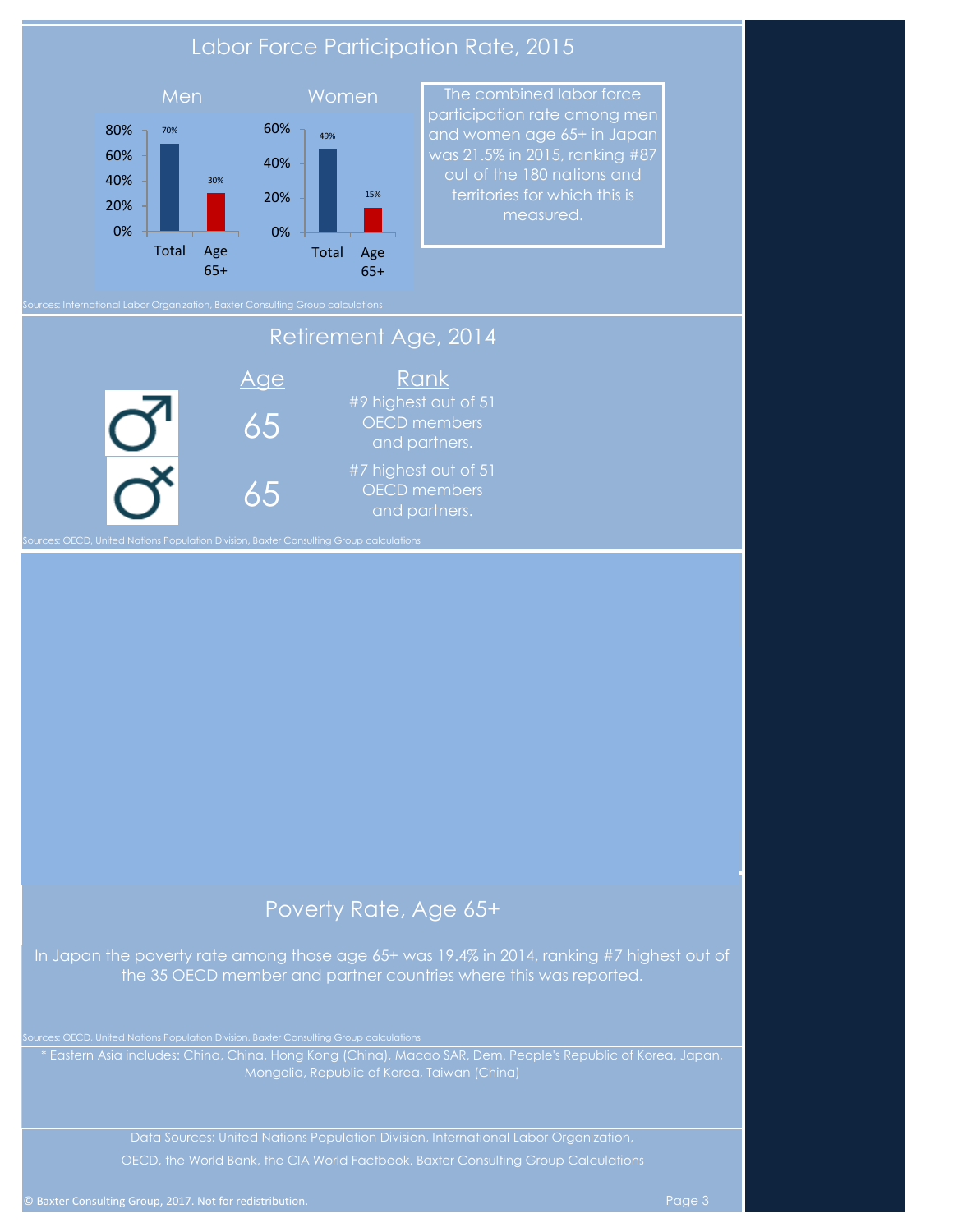## Labor Force Participation Rate, 2015

Men

80%
60%
40%
20%
0%

70%
30%

Total
Age 65+

Women

60%
40%
20%
0%

49%
15%

Total
Age 65+

The combined labor force participation rate among men and women age 65+ in Japan was 21.5% in 2015, ranking #87 out of the 180 nations and territories for which this is measured.

Sources: International Labor Organization, Baxter Consulting Group calculations

## Retirement Age, 2014

| | Age | Rank |
|---|---|---|
| ♂ | 65 | #9 highest out of 51 OECD members and partners. |
| ⚦ | 65 | #7 highest out of 51 OECD members and partners. |

Sources: OECD, United Nations Population Division, Baxter Consulting Group calculations

## Poverty Rate, Age 65+

In Japan the poverty rate among those age 65+ was 19.4% in 2014, ranking #7 highest out of the 35 OECD member and partner countries where this was reported.

Sources: OECD, United Nations Population Division, Baxter Consulting Group calculations

* Eastern Asia includes: China, China, Hong Kong (China), Macao SAR, Dem. People's Republic of Korea, Japan, Mongolia, Republic of Korea, Taiwan (China)

Data Sources: United Nations Population Division, International Labor Organization, OECD, the World Bank, the CIA World Factbook, Baxter Consulting Group Calculations

© Baxter Consulting Group, 2017. Not for redistribution.